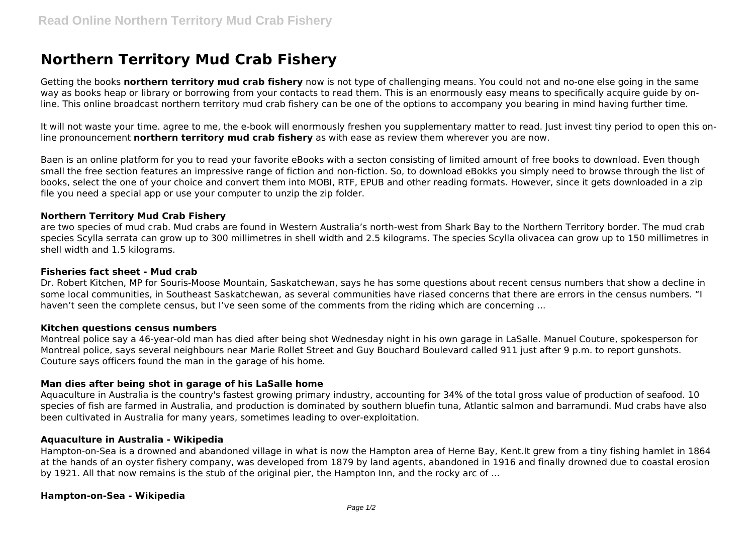# Northern Territory Mud Crab Fishery

Getting the books **northern territory mud crab fishery** now is not type of challenging means. You could not and no-one else going in the same way as books heap or library or borrowing from your contacts to read them. This is an enormously easy means to specifically acquire guide by on-line. This online broadcast northern territory mud crab fishery can be one of the options to accompany you bearing in mind having further time.

It will not waste your time. agree to me, the e-book will enormously freshen you supplementary matter to read. Just invest tiny period to open this on-line pronouncement **northern territory mud crab fishery** as with ease as review them wherever you are now.

Baen is an online platform for you to read your favorite eBooks with a secton consisting of limited amount of free books to download. Even though small the free section features an impressive range of fiction and non-fiction. So, to download eBokks you simply need to browse through the list of books, select the one of your choice and convert them into MOBI, RTF, EPUB and other reading formats. However, since it gets downloaded in a zip file you need a special app or use your computer to unzip the zip folder.

### Northern Territory Mud Crab Fishery

are two species of mud crab. Mud crabs are found in Western Australia's north-west from Shark Bay to the Northern Territory border. The mud crab species Scylla serrata can grow up to 300 millimetres in shell width and 2.5 kilograms. The species Scylla olivacea can grow up to 150 millimetres in shell width and 1.5 kilograms.

### Fisheries fact sheet - Mud crab

Dr. Robert Kitchen, MP for Souris-Moose Mountain, Saskatchewan, says he has some questions about recent census numbers that show a decline in some local communities, in Southeast Saskatchewan, as several communities have riased concerns that there are errors in the census numbers. "I haven't seen the complete census, but I've seen some of the comments from the riding which are concerning ...

### Kitchen questions census numbers

Montreal police say a 46-year-old man has died after being shot Wednesday night in his own garage in LaSalle. Manuel Couture, spokesperson for Montreal police, says several neighbours near Marie Rollet Street and Guy Bouchard Boulevard called 911 just after 9 p.m. to report gunshots. Couture says officers found the man in the garage of his home.

### Man dies after being shot in garage of his LaSalle home

Aquaculture in Australia is the country's fastest growing primary industry, accounting for 34% of the total gross value of production of seafood. 10 species of fish are farmed in Australia, and production is dominated by southern bluefin tuna, Atlantic salmon and barramundi. Mud crabs have also been cultivated in Australia for many years, sometimes leading to over-exploitation.

### Aquaculture in Australia - Wikipedia

Hampton-on-Sea is a drowned and abandoned village in what is now the Hampton area of Herne Bay, Kent.It grew from a tiny fishing hamlet in 1864 at the hands of an oyster fishery company, was developed from 1879 by land agents, abandoned in 1916 and finally drowned due to coastal erosion by 1921. All that now remains is the stub of the original pier, the Hampton Inn, and the rocky arc of ...

### Hampton-on-Sea - Wikipedia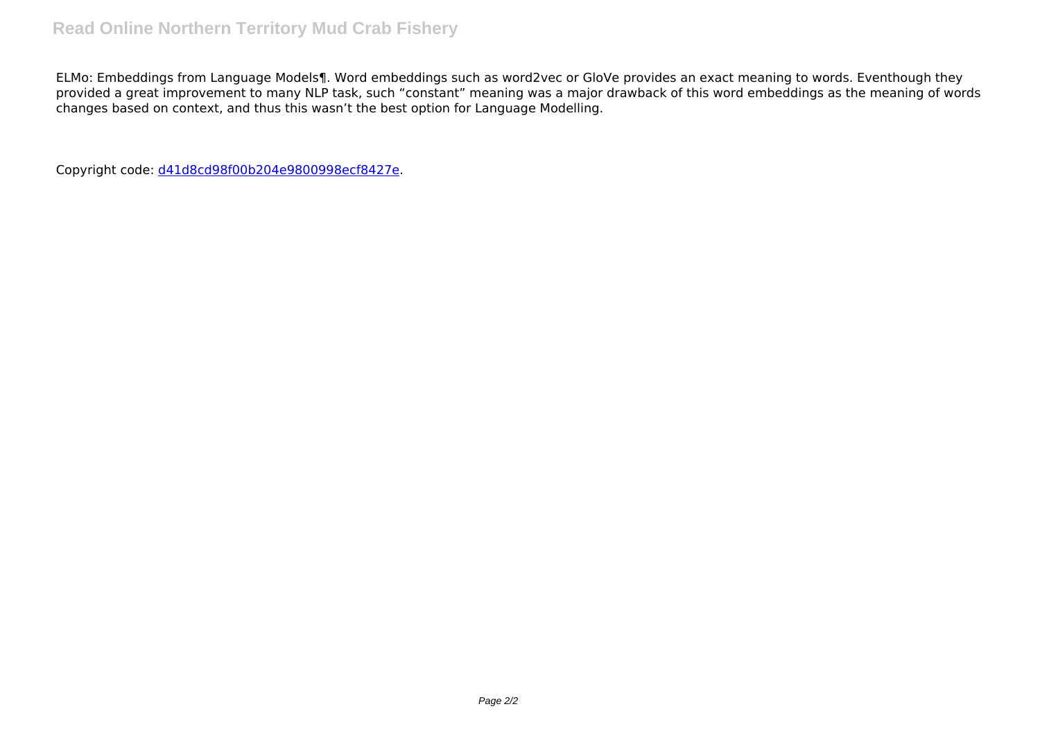ELMo: Embeddings from Language Models¶. Word embeddings such as word2vec or GloVe provides an exact meaning to words. Eventhough they provided a great improvement to many NLP task, such “constant” meaning was a major drawback of this word embeddings as the meaning of words changes based on context, and thus this wasn’t the best option for Language Modelling.

Copyright code: [d41d8cd98f00b204e9800998ecf8427e](d41d8cd98f00b204e9800998ecf8427e).